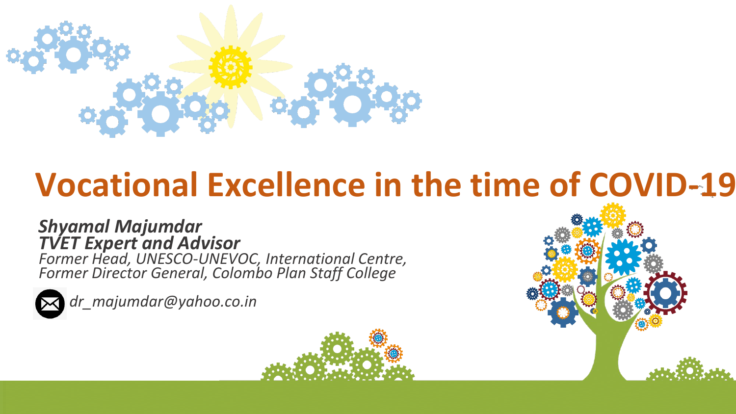# Vocational Excellence in the time of COVID-19

***Shyamal Majumdar***
***TVET Expert and Advisor***
*Former Head, UNESCO-UNEVOC, International Centre,*
*Former Director General, Colombo Plan Staff College*

*dr_majumdar@yahoo.co.in*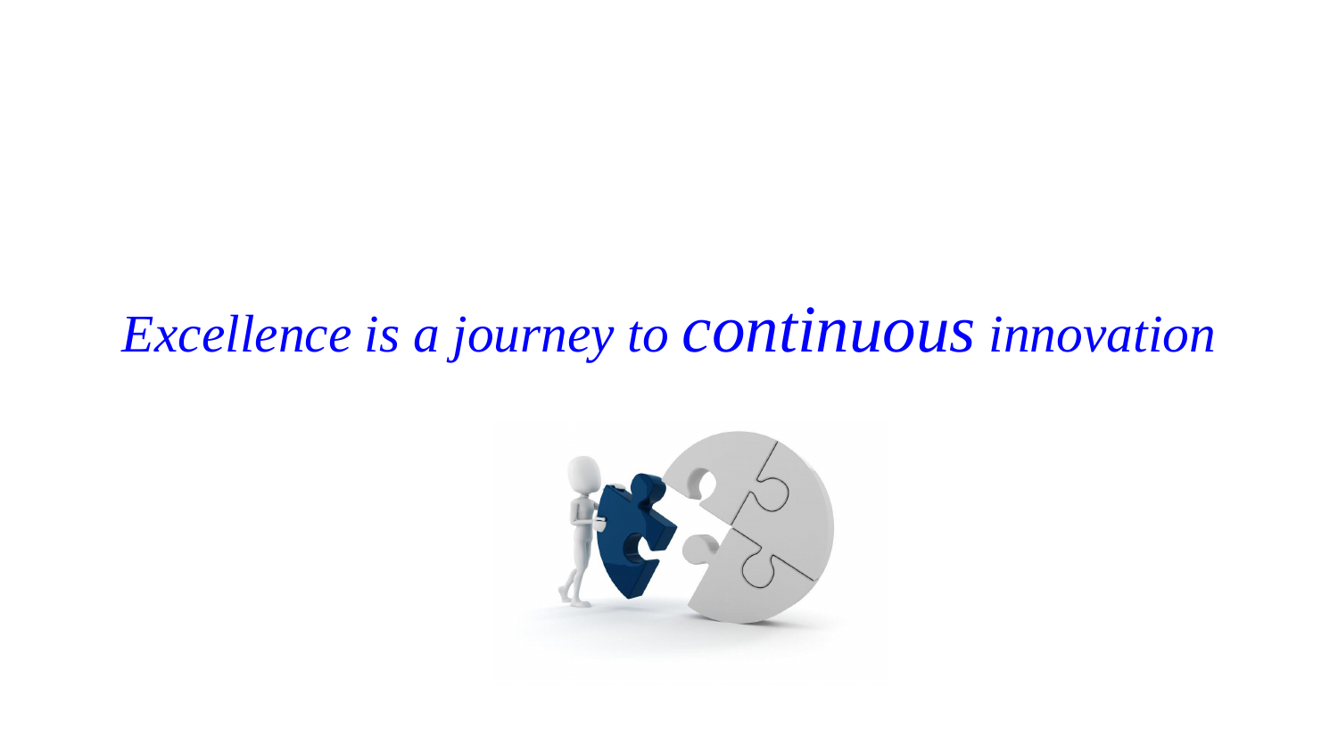*Excellence is a journey to continuous innovation*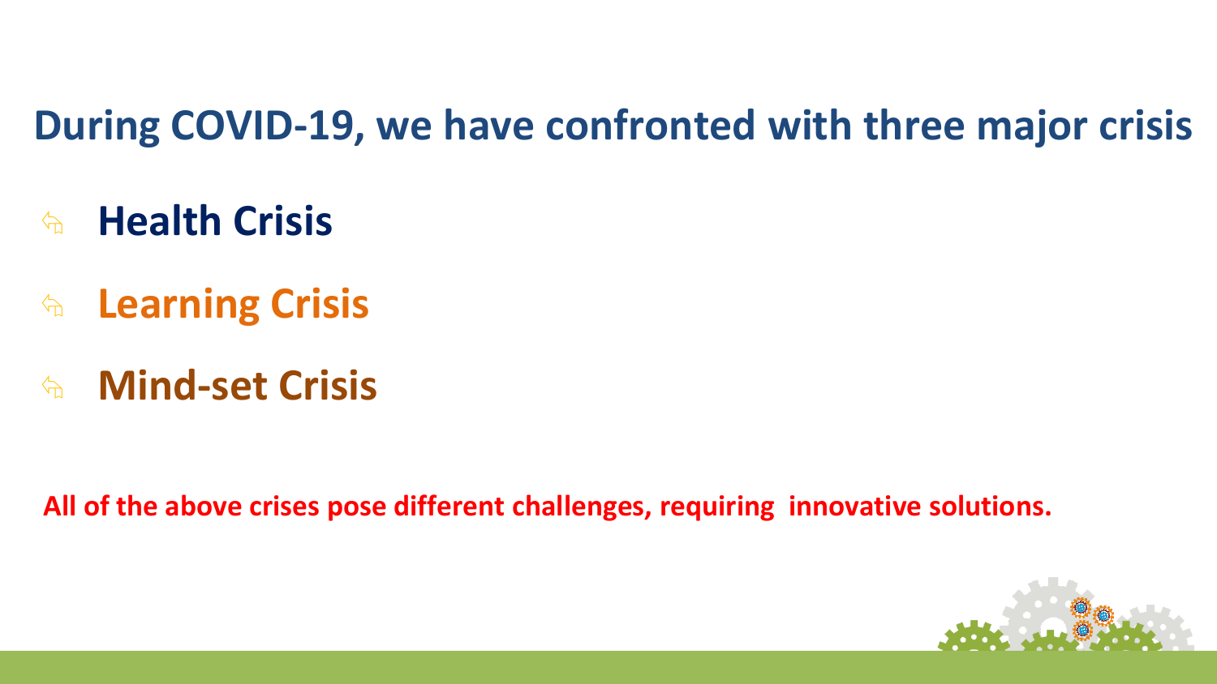## During COVID-19, we have confronted with three major crisis

- **Health Crisis**
- **Learning Crisis**
- **Mind-set Crisis**

**All of the above crises pose different challenges, requiring innovative solutions.**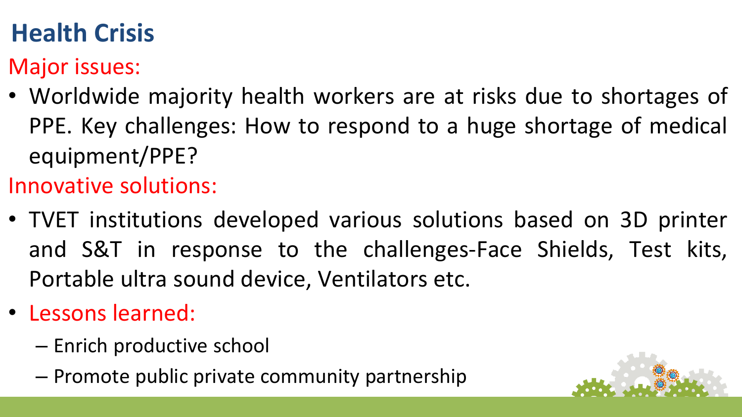# Health Crisis

Major issues:

- Worldwide majority health workers are at risks due to shortages of PPE. Key challenges: How to respond to a huge shortage of medical equipment/PPE?

Innovative solutions:

- TVET institutions developed various solutions based on 3D printer and S&T in response to the challenges-Face Shields, Test kits, Portable ultra sound device, Ventilators etc.
- Lessons learned:
  - Enrich productive school
  - Promote public private community partnership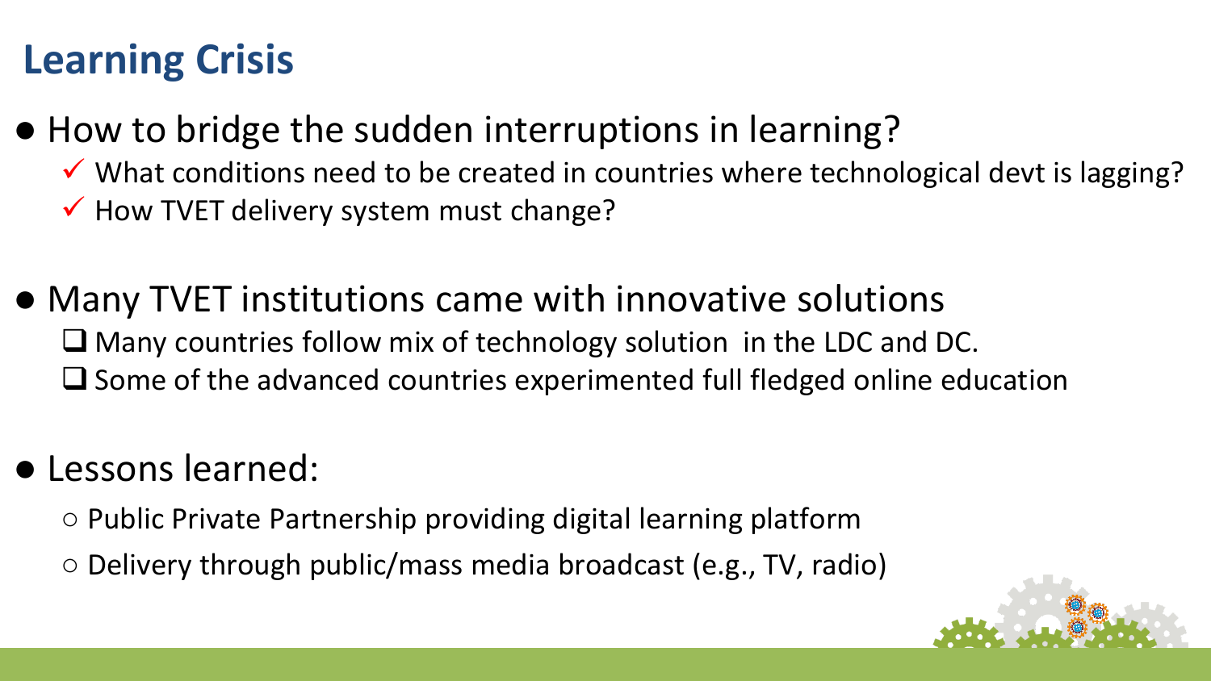# Learning Crisis

- How to bridge the sudden interruptions in learning?
  - ✓ What conditions need to be created in countries where technological devt is lagging?
  - ✓ How TVET delivery system must change?

- Many TVET institutions came with innovative solutions
  - ❑ Many countries follow mix of technology solution in the LDC and DC.
  - ❑ Some of the advanced countries experimented full fledged online education

- Lessons learned:
  - ○ Public Private Partnership providing digital learning platform
  - ○ Delivery through public/mass media broadcast (e.g., TV, radio)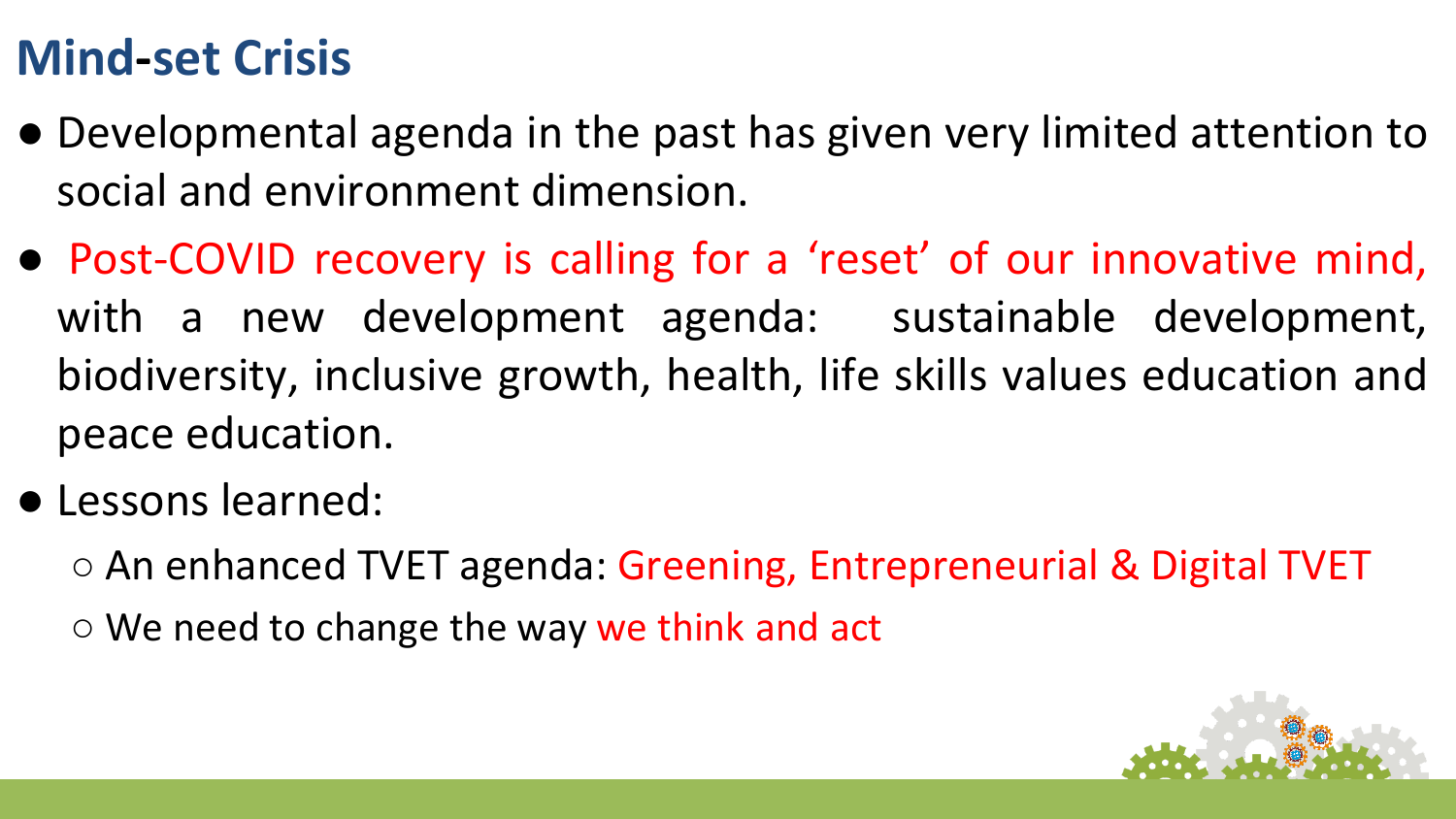# Mind-set Crisis

- Developmental agenda in the past has given very limited attention to social and environment dimension.
- Post-COVID recovery is calling for a ‘reset’ of our innovative mind, with a new development agenda: sustainable development, biodiversity, inclusive growth, health, life skills values education and peace education.
- Lessons learned:
  - An enhanced TVET agenda: Greening, Entrepreneurial & Digital TVET
  - We need to change the way we think and act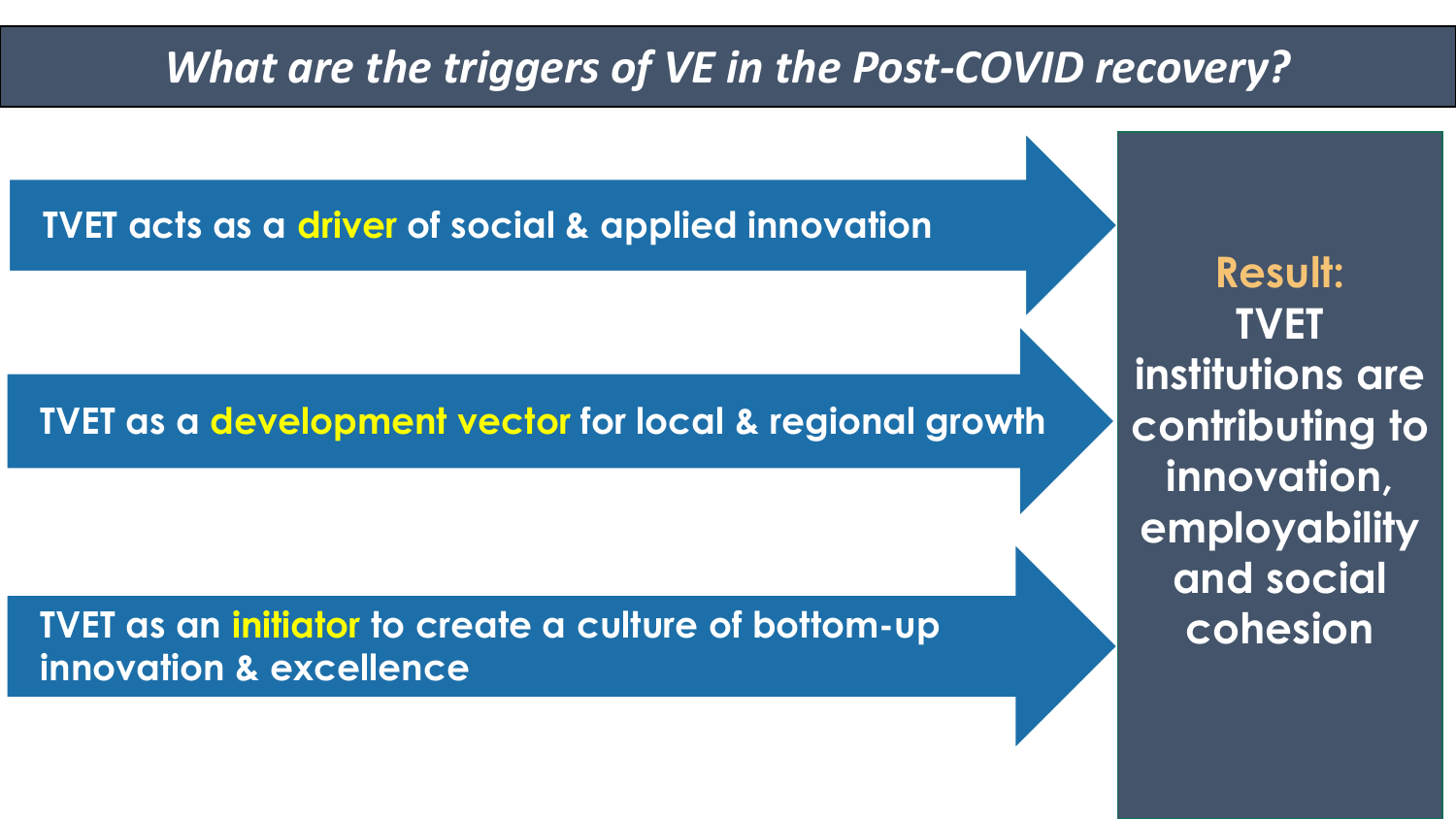# *What are the triggers of VE in the Post-COVID recovery?*

- TVET acts as a **driver** of social & applied innovation
- TVET as a **development vector** for local & regional growth
- TVET as an **initiator** to create a culture of bottom-up innovation & excellence

**Result:** TVET institutions are contributing to innovation, employability and social cohesion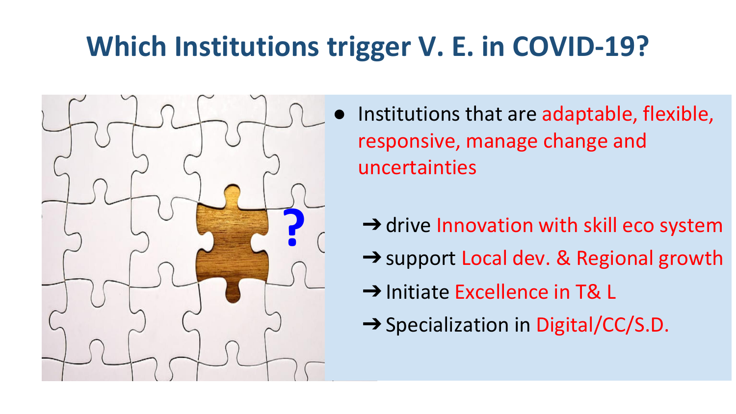# Which Institutions trigger V. E. in COVID-19?

- Institutions that are adaptable, flexible, responsive, manage change and uncertainties

  ➔ drive Innovation with skill eco system

  ➔ support Local dev. & Regional growth

  ➔ Initiate Excellence in T& L

  ➔ Specialization in Digital/CC/S.D.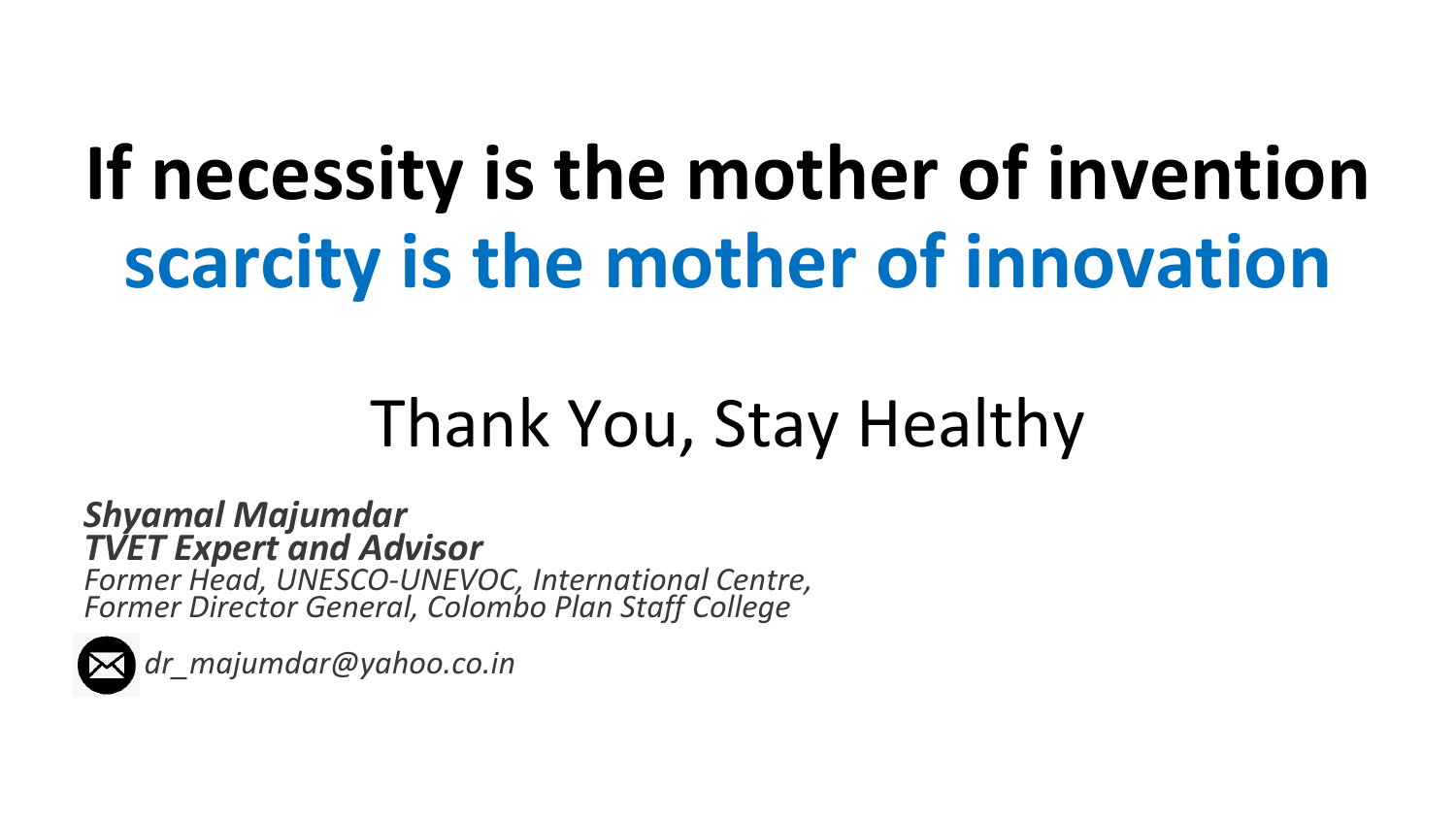# If necessity is the mother of invention scarcity is the mother of innovation

## Thank You, Stay Healthy

***Shyamal Majumdar***
***TVET Expert and Advisor***
*Former Head, UNESCO-UNEVOC, International Centre,*
*Former Director General, Colombo Plan Staff College*

*dr_majumdar@yahoo.co.in*